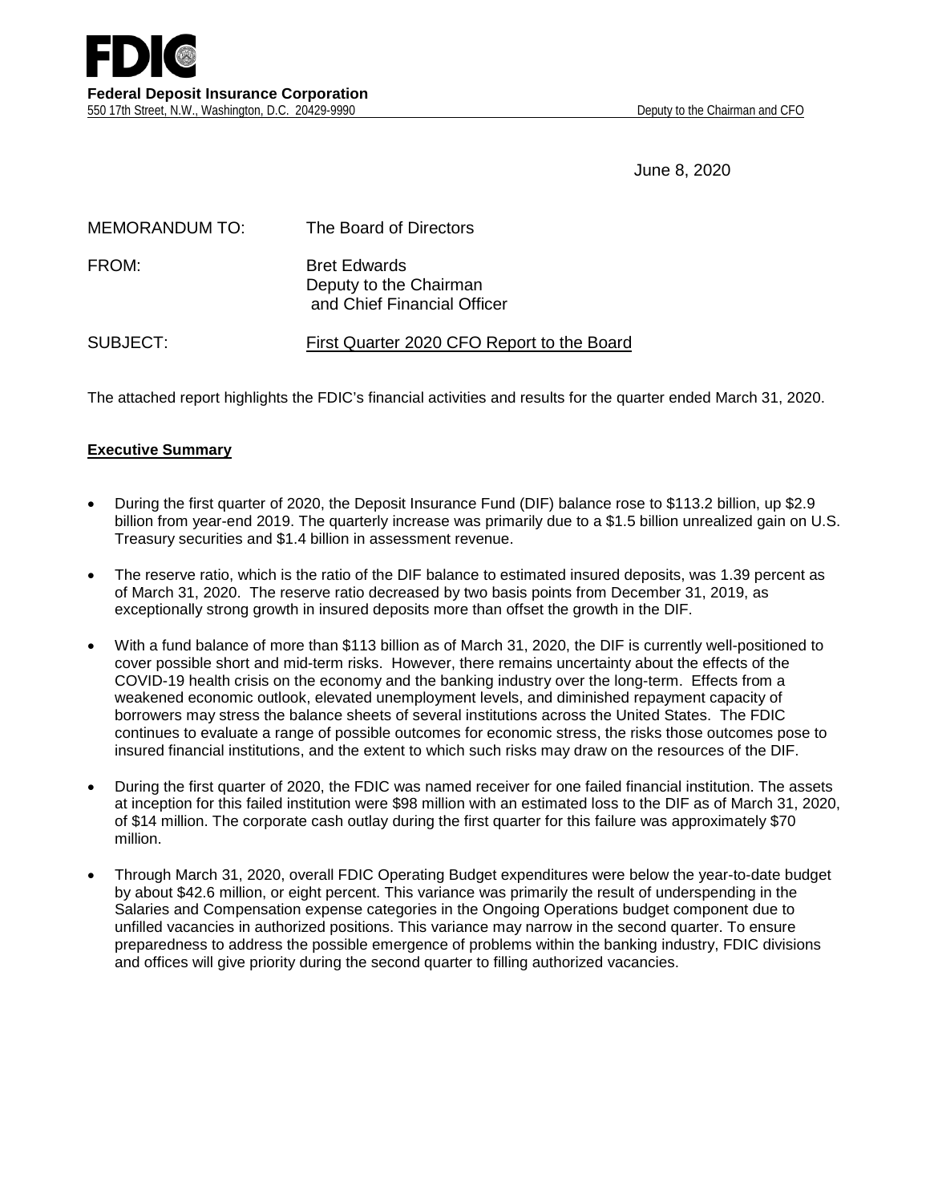**FDIC**

**Federal Deposit Insurance Corporation**
550 17th Street, N.W., Washington, D.C. 20429-9990 Deputy to the Chairman and CFO

June 8, 2020

MEMORANDUM TO: The Board of Directors

FROM: Bret Edwards
Deputy to the Chairman
and Chief Financial Officer

SUBJECT: First Quarter 2020 CFO Report to the Board

The attached report highlights the FDIC's financial activities and results for the quarter ended March 31, 2020.

**Executive Summary**

- During the first quarter of 2020, the Deposit Insurance Fund (DIF) balance rose to $113.2 billion, up $2.9 billion from year-end 2019. The quarterly increase was primarily due to a $1.5 billion unrealized gain on U.S. Treasury securities and $1.4 billion in assessment revenue.
- The reserve ratio, which is the ratio of the DIF balance to estimated insured deposits, was 1.39 percent as of March 31, 2020. The reserve ratio decreased by two basis points from December 31, 2019, as exceptionally strong growth in insured deposits more than offset the growth in the DIF.
- With a fund balance of more than $113 billion as of March 31, 2020, the DIF is currently well-positioned to cover possible short and mid-term risks. However, there remains uncertainty about the effects of the COVID-19 health crisis on the economy and the banking industry over the long-term. Effects from a weakened economic outlook, elevated unemployment levels, and diminished repayment capacity of borrowers may stress the balance sheets of several institutions across the United States. The FDIC continues to evaluate a range of possible outcomes for economic stress, the risks those outcomes pose to insured financial institutions, and the extent to which such risks may draw on the resources of the DIF.
- During the first quarter of 2020, the FDIC was named receiver for one failed financial institution. The assets at inception for this failed institution were $98 million with an estimated loss to the DIF as of March 31, 2020, of $14 million. The corporate cash outlay during the first quarter for this failure was approximately $70 million.
- Through March 31, 2020, overall FDIC Operating Budget expenditures were below the year-to-date budget by about $42.6 million, or eight percent. This variance was primarily the result of underspending in the Salaries and Compensation expense categories in the Ongoing Operations budget component due to unfilled vacancies in authorized positions. This variance may narrow in the second quarter. To ensure preparedness to address the possible emergence of problems within the banking industry, FDIC divisions and offices will give priority during the second quarter to filling authorized vacancies.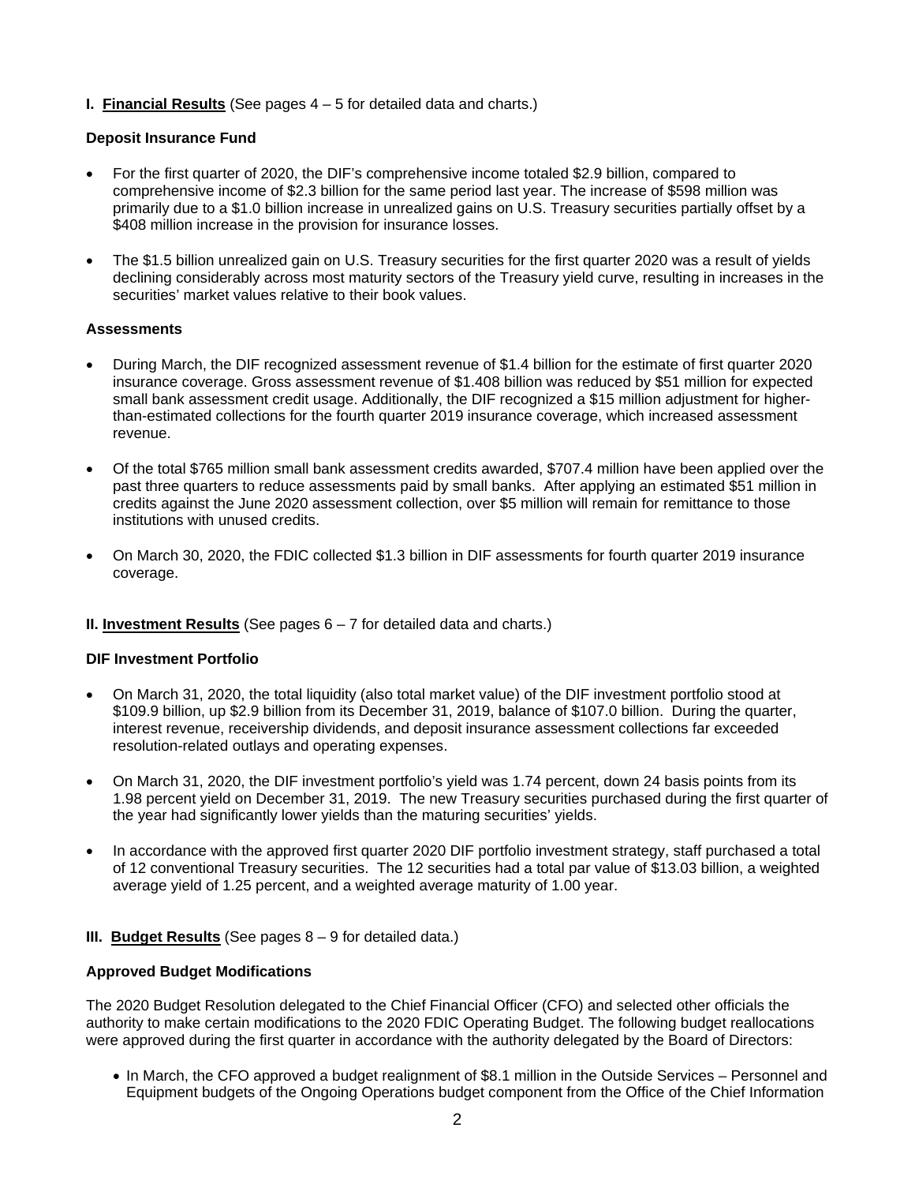**I. Financial Results** (See pages 4 – 5 for detailed data and charts.)

**Deposit Insurance Fund**

- For the first quarter of 2020, the DIF's comprehensive income totaled $2.9 billion, compared to comprehensive income of $2.3 billion for the same period last year. The increase of $598 million was primarily due to a $1.0 billion increase in unrealized gains on U.S. Treasury securities partially offset by a $408 million increase in the provision for insurance losses.

- The $1.5 billion unrealized gain on U.S. Treasury securities for the first quarter 2020 was a result of yields declining considerably across most maturity sectors of the Treasury yield curve, resulting in increases in the securities' market values relative to their book values.

**Assessments**

- During March, the DIF recognized assessment revenue of $1.4 billion for the estimate of first quarter 2020 insurance coverage. Gross assessment revenue of $1.408 billion was reduced by $51 million for expected small bank assessment credit usage. Additionally, the DIF recognized a $15 million adjustment for higher-than-estimated collections for the fourth quarter 2019 insurance coverage, which increased assessment revenue.

- Of the total $765 million small bank assessment credits awarded, $707.4 million have been applied over the past three quarters to reduce assessments paid by small banks. After applying an estimated $51 million in credits against the June 2020 assessment collection, over $5 million will remain for remittance to those institutions with unused credits.

- On March 30, 2020, the FDIC collected $1.3 billion in DIF assessments for fourth quarter 2019 insurance coverage.

**II. Investment Results** (See pages 6 – 7 for detailed data and charts.)

**DIF Investment Portfolio**

- On March 31, 2020, the total liquidity (also total market value) of the DIF investment portfolio stood at $109.9 billion, up $2.9 billion from its December 31, 2019, balance of $107.0 billion. During the quarter, interest revenue, receivership dividends, and deposit insurance assessment collections far exceeded resolution-related outlays and operating expenses.

- On March 31, 2020, the DIF investment portfolio's yield was 1.74 percent, down 24 basis points from its 1.98 percent yield on December 31, 2019. The new Treasury securities purchased during the first quarter of the year had significantly lower yields than the maturing securities' yields.

- In accordance with the approved first quarter 2020 DIF portfolio investment strategy, staff purchased a total of 12 conventional Treasury securities. The 12 securities had a total par value of $13.03 billion, a weighted average yield of 1.25 percent, and a weighted average maturity of 1.00 year.

**III. Budget Results** (See pages 8 – 9 for detailed data.)

**Approved Budget Modifications**

The 2020 Budget Resolution delegated to the Chief Financial Officer (CFO) and selected other officials the authority to make certain modifications to the 2020 FDIC Operating Budget. The following budget reallocations were approved during the first quarter in accordance with the authority delegated by the Board of Directors:

- In March, the CFO approved a budget realignment of $8.1 million in the Outside Services – Personnel and Equipment budgets of the Ongoing Operations budget component from the Office of the Chief Information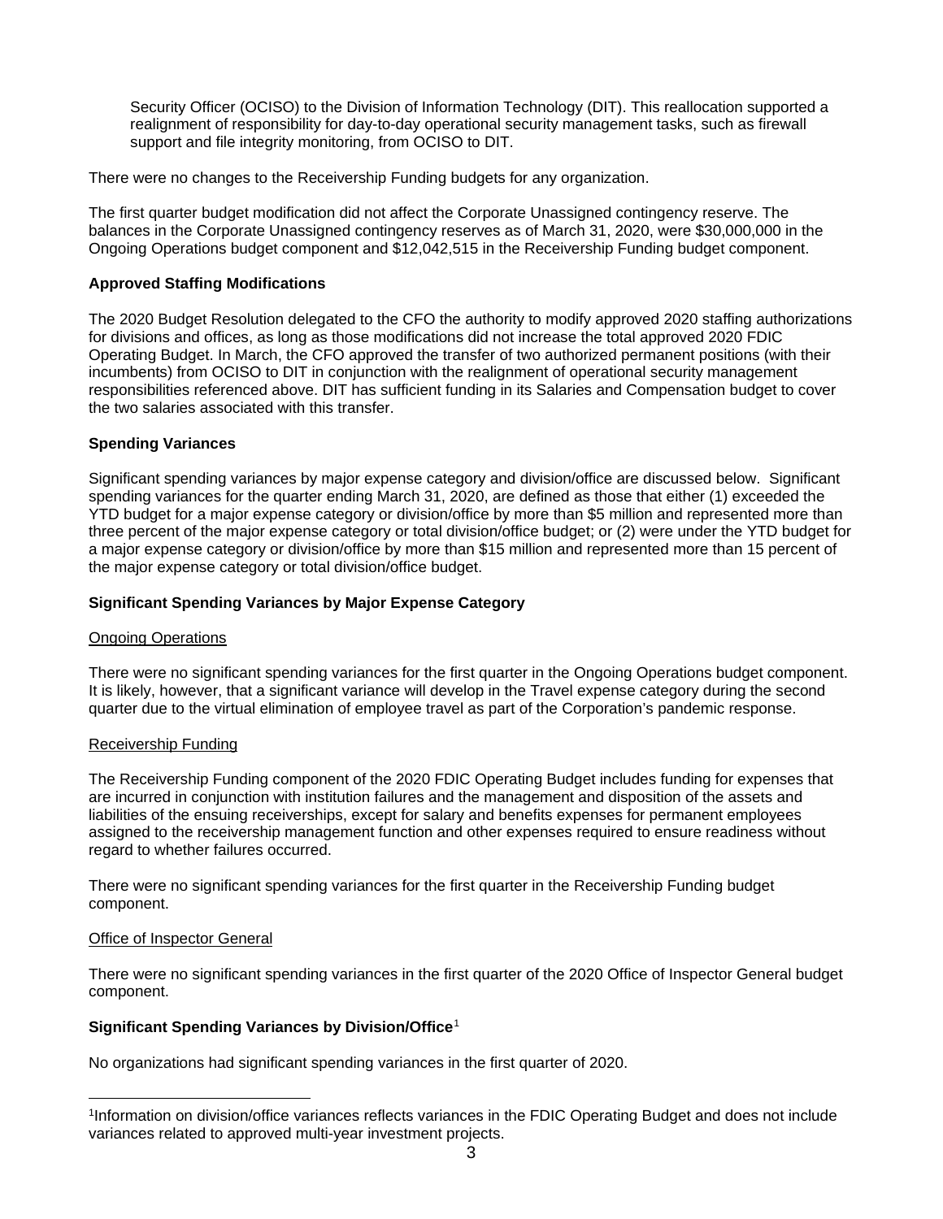Security Officer (OCISO) to the Division of Information Technology (DIT). This reallocation supported a realignment of responsibility for day-to-day operational security management tasks, such as firewall support and file integrity monitoring, from OCISO to DIT.

There were no changes to the Receivership Funding budgets for any organization.

The first quarter budget modification did not affect the Corporate Unassigned contingency reserve. The balances in the Corporate Unassigned contingency reserves as of March 31, 2020, were $30,000,000 in the Ongoing Operations budget component and $12,042,515 in the Receivership Funding budget component.

**Approved Staffing Modifications**

The 2020 Budget Resolution delegated to the CFO the authority to modify approved 2020 staffing authorizations for divisions and offices, as long as those modifications did not increase the total approved 2020 FDIC Operating Budget. In March, the CFO approved the transfer of two authorized permanent positions (with their incumbents) from OCISO to DIT in conjunction with the realignment of operational security management responsibilities referenced above. DIT has sufficient funding in its Salaries and Compensation budget to cover the two salaries associated with this transfer.

**Spending Variances**

Significant spending variances by major expense category and division/office are discussed below. Significant spending variances for the quarter ending March 31, 2020, are defined as those that either (1) exceeded the YTD budget for a major expense category or division/office by more than $5 million and represented more than three percent of the major expense category or total division/office budget; or (2) were under the YTD budget for a major expense category or division/office by more than $15 million and represented more than 15 percent of the major expense category or total division/office budget.

**Significant Spending Variances by Major Expense Category**

Ongoing Operations

There were no significant spending variances for the first quarter in the Ongoing Operations budget component. It is likely, however, that a significant variance will develop in the Travel expense category during the second quarter due to the virtual elimination of employee travel as part of the Corporation's pandemic response.

Receivership Funding

The Receivership Funding component of the 2020 FDIC Operating Budget includes funding for expenses that are incurred in conjunction with institution failures and the management and disposition of the assets and liabilities of the ensuing receiverships, except for salary and benefits expenses for permanent employees assigned to the receivership management function and other expenses required to ensure readiness without regard to whether failures occurred.

There were no significant spending variances for the first quarter in the Receivership Funding budget component.

Office of Inspector General

There were no significant spending variances in the first quarter of the 2020 Office of Inspector General budget component.

**Significant Spending Variances by Division/Office**[1]

No organizations had significant spending variances in the first quarter of 2020.

[1]Information on division/office variances reflects variances in the FDIC Operating Budget and does not include variances related to approved multi-year investment projects.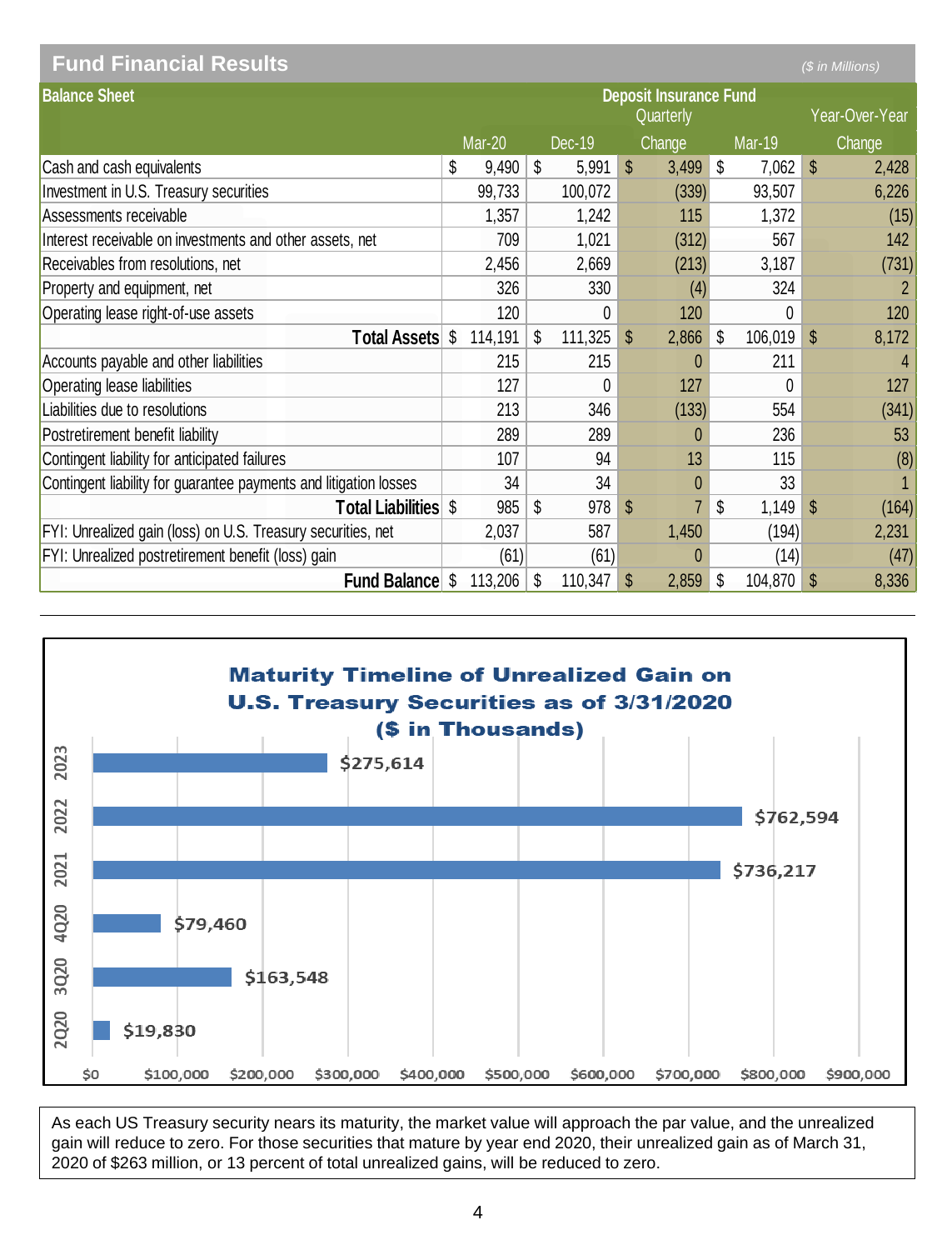## Fund Financial Results

*($ in Millions)*

| Balance Sheet | Deposit Insurance Fund | | | | |
|---|---|---|---|---|---|
| | | | Quarterly | | Year-Over-Year |
| | Mar-20 | Dec-19 | Change | Mar-19 | Change |
| Cash and cash equivalents | $ 9,490 | $ 5,991 | $ 3,499 | $ 7,062 | $ 2,428 |
| Investment in U.S. Treasury securities | 99,733 | 100,072 | (339) | 93,507 | 6,226 |
| Assessments receivable | 1,357 | 1,242 | 115 | 1,372 | (15) |
| Interest receivable on investments and other assets, net | 709 | 1,021 | (312) | 567 | 142 |
| Receivables from resolutions, net | 2,456 | 2,669 | (213) | 3,187 | (731) |
| Property and equipment, net | 326 | 330 | (4) | 324 | 2 |
| Operating lease right-of-use assets | 120 | 0 | 120 | 0 | 120 |
| **Total Assets** | $ 114,191 | $ 111,325 | $ 2,866 | $ 106,019 | $ 8,172 |
| Accounts payable and other liabilities | 215 | 215 | 0 | 211 | 4 |
| Operating lease liabilities | 127 | 0 | 127 | 0 | 127 |
| Liabilities due to resolutions | 213 | 346 | (133) | 554 | (341) |
| Postretirement benefit liability | 289 | 289 | 0 | 236 | 53 |
| Contingent liability for anticipated failures | 107 | 94 | 13 | 115 | (8) |
| Contingent liability for guarantee payments and litigation losses | 34 | 34 | 0 | 33 | 1 |
| **Total Liabilities** | $ 985 | $ 978 | $ 7 | $ 1,149 | $ (164) |
| FYI: Unrealized gain (loss) on U.S. Treasury securities, net | 2,037 | 587 | 1,450 | (194) | 2,231 |
| FYI: Unrealized postretirement benefit (loss) gain | (61) | (61) | 0 | (14) | (47) |
| **Fund Balance** | $ 113,206 | $ 110,347 | $ 2,859 | $ 104,870 | $ 8,336 |

**Maturity Timeline of Unrealized Gain on U.S. Treasury Securities as of 3/31/2020 ($ in Thousands)**

| Period | Unrealized Gain |
|---|---|
| 2Q20 | $19,830 |
| 3Q20 | $163,548 |
| 4Q20 | $79,460 |
| 2021 | $736,217 |
| 2022 | $762,594 |
| 2023 | $275,614 |

As each US Treasury security nears its maturity, the market value will approach the par value, and the unrealized gain will reduce to zero. For those securities that mature by year end 2020, their unrealized gain as of March 31, 2020 of $263 million, or 13 percent of total unrealized gains, will be reduced to zero.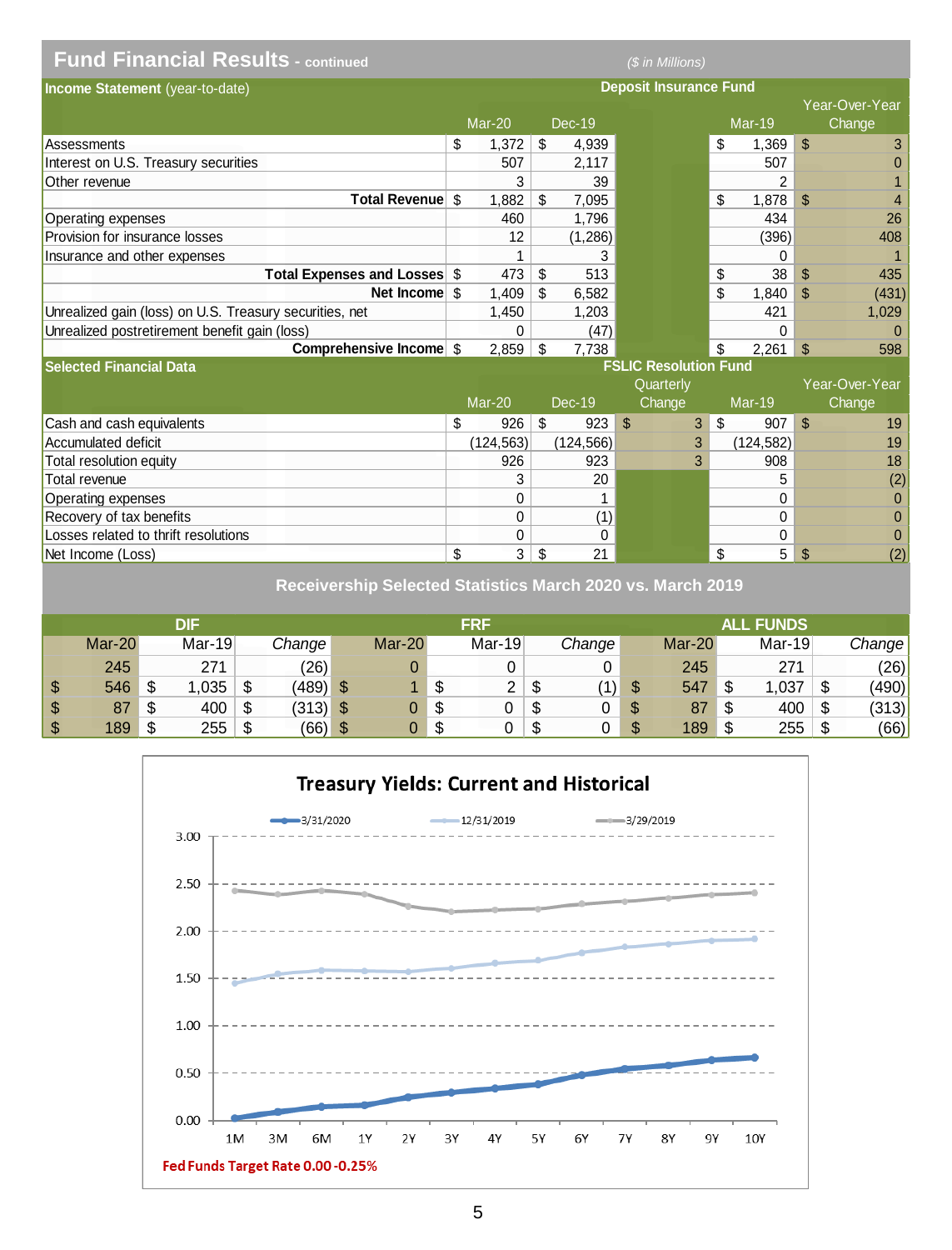## Fund Financial Results - continued

($ in Millions)

| Income Statement (year-to-date) | Deposit Insurance Fund | | | | |
|---|---|---|---|---|---|
| | Mar-20 | Dec-19 | | Mar-19 | Year-Over-Year Change |
| Assessments | $ 1,372 | $ 4,939 | | $ 1,369 | $ 3 |
| Interest on U.S. Treasury securities | 507 | 2,117 | | 507 | 0 |
| Other revenue | 3 | 39 | | 2 | 1 |
| **Total Revenue** | $ 1,882 | $ 7,095 | | $ 1,878 | $ 4 |
| Operating expenses | 460 | 1,796 | | 434 | 26 |
| Provision for insurance losses | 12 | (1,286) | | (396) | 408 |
| Insurance and other expenses | 1 | 3 | | 0 | 1 |
| **Total Expenses and Losses** | $ 473 | $ 513 | | $ 38 | $ 435 |
| **Net Income** | $ 1,409 | $ 6,582 | | $ 1,840 | $ (431) |
| Unrealized gain (loss) on U.S. Treasury securities, net | 1,450 | 1,203 | | 421 | 1,029 |
| Unrealized postretirement benefit gain (loss) | 0 | (47) | | 0 | 0 |
| **Comprehensive Income** | $ 2,859 | $ 7,738 | | $ 2,261 | $ 598 |

| Selected Financial Data | FSLIC Resolution Fund | | | | |
|---|---|---|---|---|---|
| | Mar-20 | Dec-19 | Quarterly Change | Mar-19 | Year-Over-Year Change |
| Cash and cash equivalents | $ 926 | $ 923 | $ 3 | $ 907 | $ 19 |
| Accumulated deficit | (124,563) | (124,566) | 3 | (124,582) | 19 |
| Total resolution equity | 926 | 923 | 3 | 908 | 18 |
| Total revenue | 3 | 20 | | 5 | (2) |
| Operating expenses | 0 | 1 | | 0 | 0 |
| Recovery of tax benefits | 0 | (1) | | 0 | 0 |
| Losses related to thrift resolutions | 0 | 0 | | 0 | 0 |
| Net Income (Loss) | $ 3 | $ 21 | | $ 5 | $ (2) |

### Receivership Selected Statistics March 2020 vs. March 2019

| DIF | | | FRF | | | ALL FUNDS | | |
|---|---|---|---|---|---|---|---|---|
| Mar-20 | Mar-19 | *Change* | Mar-20 | Mar-19 | *Change* | Mar-20 | Mar-19 | *Change* |
| 245 | 271 | (26) | 0 | 0 | 0 | 245 | 271 | (26) |
| $ 546 | $ 1,035 | $ (489) | $ 1 | $ 2 | $ (1) | $ 547 | $ 1,037 | $ (490) |
| $ 87 | $ 400 | $ (313) | $ 0 | $ 0 | $ 0 | $ 87 | $ 400 | $ (313) |
| $ 189 | $ 255 | $ (66) | $ 0 | $ 0 | $ 0 | $ 189 | $ 255 | $ (66) |

### Treasury Yields: Current and Historical

| | 1M | 3M | 6M | 1Y | 2Y | 3Y | 4Y | 5Y | 6Y | 7Y | 8Y | 9Y | 10Y |
|---|---|---|---|---|---|---|---|---|---|---|---|---|---|
| 3/31/2020 | | | | | | | | | | | | | |
| 12/31/2019 | | | | | | | | | | | | | |
| 3/29/2019 | | | | | | | | | | | | | |

Fed Funds Target Rate 0.00 -0.25%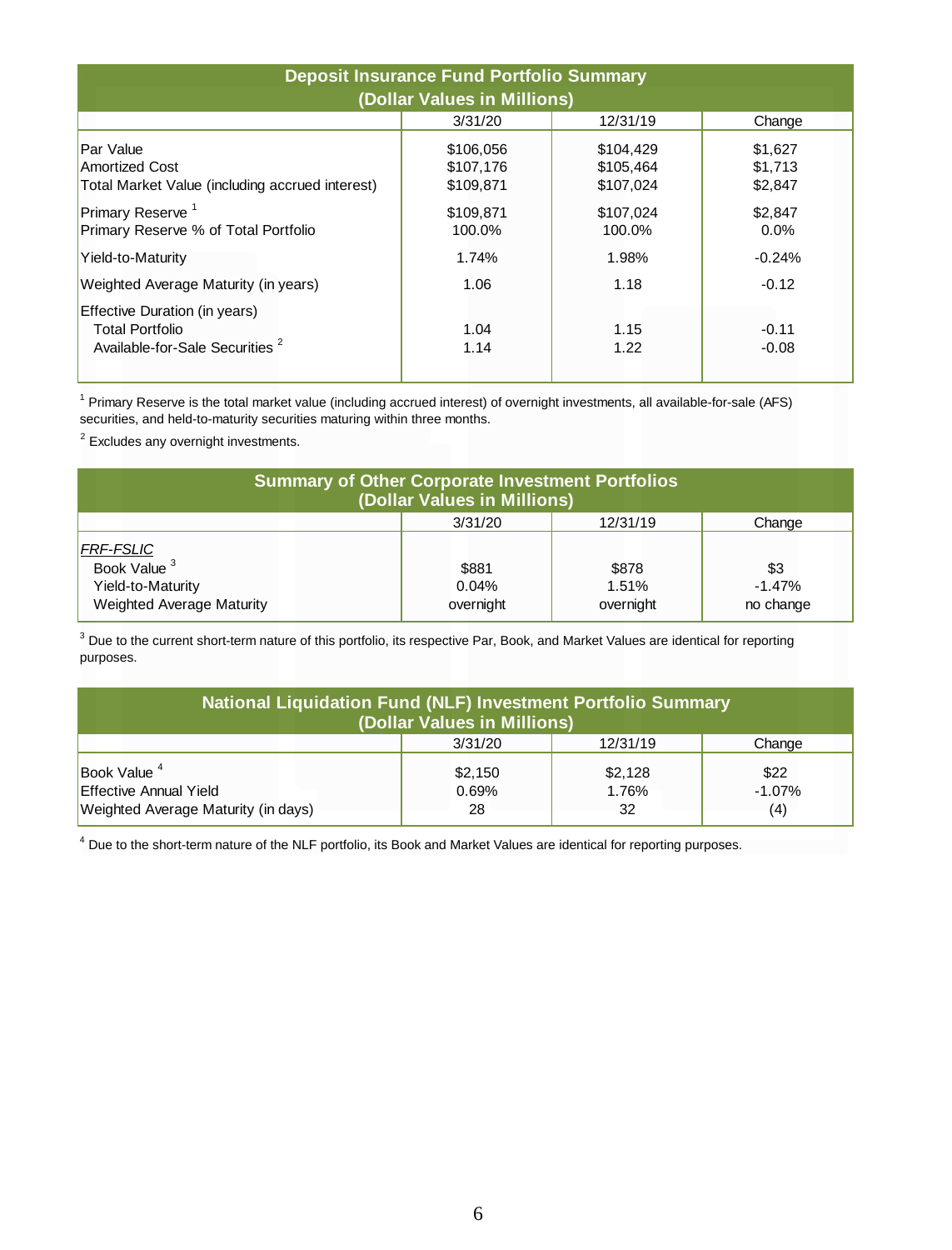## Deposit Insurance Fund Portfolio Summary (Dollar Values in Millions)

| | 3/31/20 | 12/31/19 | Change |
|---|---|---|---|
| Par Value | $106,056 | $104,429 | $1,627 |
| Amortized Cost | $107,176 | $105,464 | $1,713 |
| Total Market Value (including accrued interest) | $109,871 | $107,024 | $2,847 |
| Primary Reserve [1] | $109,871 | $107,024 | $2,847 |
| Primary Reserve % of Total Portfolio | 100.0% | 100.0% | 0.0% |
| Yield-to-Maturity | 1.74% | 1.98% | -0.24% |
| Weighted Average Maturity (in years) | 1.06 | 1.18 | -0.12 |
| Effective Duration (in years) | | | |
| Total Portfolio | 1.04 | 1.15 | -0.11 |
| Available-for-Sale Securities [2] | 1.14 | 1.22 | -0.08 |

[1] Primary Reserve is the total market value (including accrued interest) of overnight investments, all available-for-sale (AFS) securities, and held-to-maturity securities maturing within three months.

[2] Excludes any overnight investments.

## Summary of Other Corporate Investment Portfolios (Dollar Values in Millions)

| | 3/31/20 | 12/31/19 | Change |
|---|---|---|---|
| *FRF-FSLIC* | | | |
| Book Value [3] | $881 | $878 | $3 |
| Yield-to-Maturity | 0.04% | 1.51% | -1.47% |
| Weighted Average Maturity | overnight | overnight | no change |

[3] Due to the current short-term nature of this portfolio, its respective Par, Book, and Market Values are identical for reporting purposes.

## National Liquidation Fund (NLF) Investment Portfolio Summary (Dollar Values in Millions)

| | 3/31/20 | 12/31/19 | Change |
|---|---|---|---|
| Book Value [4] | $2,150 | $2,128 | $22 |
| Effective Annual Yield | 0.69% | 1.76% | -1.07% |
| Weighted Average Maturity (in days) | 28 | 32 | (4) |

[4] Due to the short-term nature of the NLF portfolio, its Book and Market Values are identical for reporting purposes.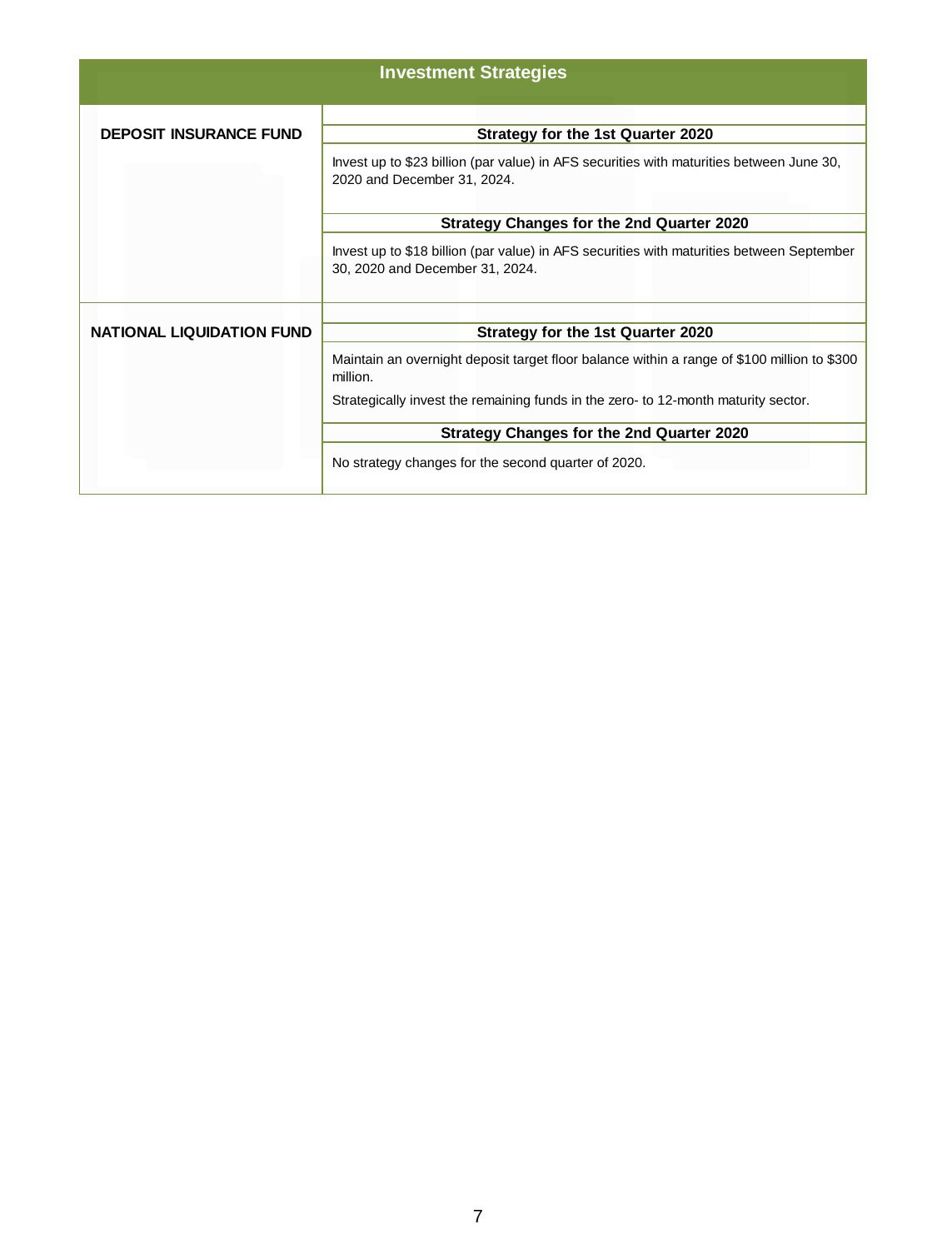## Investment Strategies

| | |
|---|---|
| **DEPOSIT INSURANCE FUND** | **Strategy for the 1st Quarter 2020** |
| | Invest up to $23 billion (par value) in AFS securities with maturities between June 30, 2020 and December 31, 2024. |
| | **Strategy Changes for the 2nd Quarter 2020** |
| | Invest up to $18 billion (par value) in AFS securities with maturities between September 30, 2020 and December 31, 2024. |
| **NATIONAL LIQUIDATION FUND** | **Strategy for the 1st Quarter 2020** |
| | Maintain an overnight deposit target floor balance within a range of $100 million to $300 million.<br><br>Strategically invest the remaining funds in the zero- to 12-month maturity sector. |
| | **Strategy Changes for the 2nd Quarter 2020** |
| | No strategy changes for the second quarter of 2020. |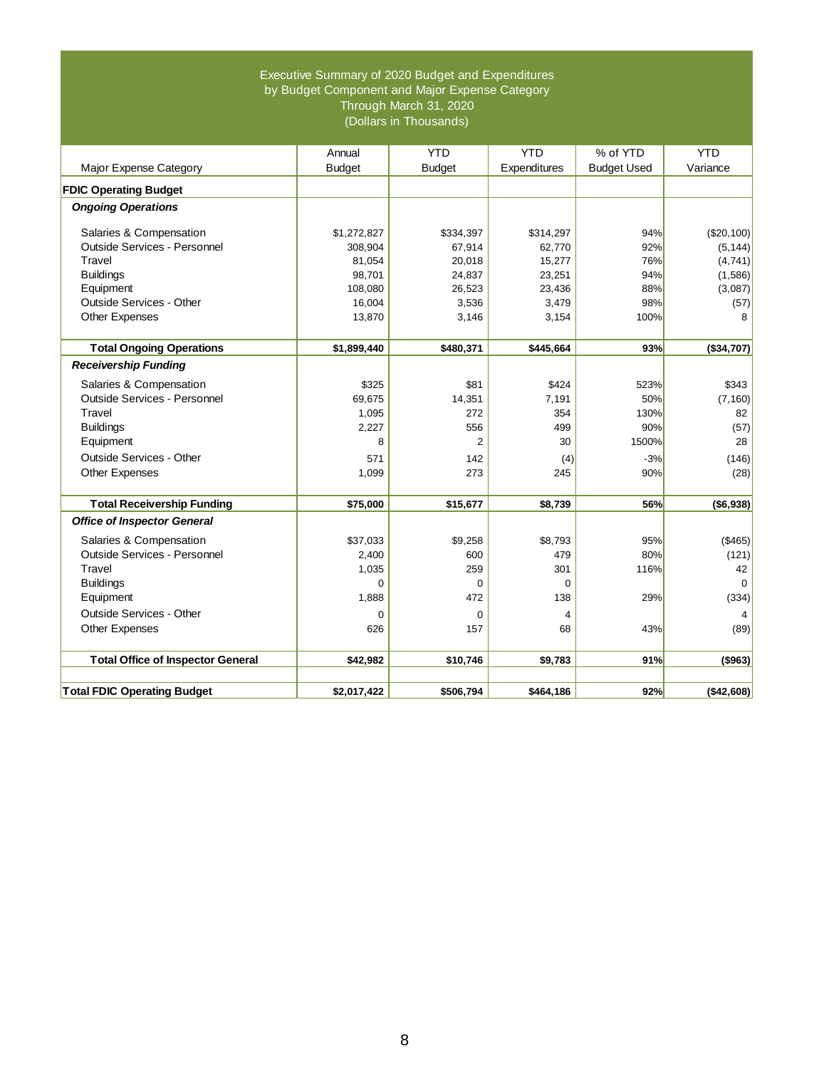# Executive Summary of 2020 Budget and Expenditures by Budget Component and Major Expense Category Through March 31, 2020 (Dollars in Thousands)

| Major Expense Category | Annual Budget | YTD Budget | YTD Expenditures | % of YTD Budget Used | YTD Variance |
|---|---|---|---|---|---|
| **FDIC Operating Budget** | | | | | |
| ***Ongoing Operations*** | | | | | |
| Salaries & Compensation | $1,272,827 | $334,397 | $314,297 | 94% | ($20,100) |
| Outside Services - Personnel | 308,904 | 67,914 | 62,770 | 92% | (5,144) |
| Travel | 81,054 | 20,018 | 15,277 | 76% | (4,741) |
| Buildings | 98,701 | 24,837 | 23,251 | 94% | (1,586) |
| Equipment | 108,080 | 26,523 | 23,436 | 88% | (3,087) |
| Outside Services - Other | 16,004 | 3,536 | 3,479 | 98% | (57) |
| Other Expenses | 13,870 | 3,146 | 3,154 | 100% | 8 |
| **Total Ongoing Operations** | **$1,899,440** | **$480,371** | **$445,664** | **93%** | **($34,707)** |
| ***Receivership Funding*** | | | | | |
| Salaries & Compensation | $325 | $81 | $424 | 523% | $343 |
| Outside Services - Personnel | 69,675 | 14,351 | 7,191 | 50% | (7,160) |
| Travel | 1,095 | 272 | 354 | 130% | 82 |
| Buildings | 2,227 | 556 | 499 | 90% | (57) |
| Equipment | 8 | 2 | 30 | 1500% | 28 |
| Outside Services - Other | 571 | 142 | (4) | -3% | (146) |
| Other Expenses | 1,099 | 273 | 245 | 90% | (28) |
| **Total Receivership Funding** | **$75,000** | **$15,677** | **$8,739** | **56%** | **($6,938)** |
| ***Office of Inspector General*** | | | | | |
| Salaries & Compensation | $37,033 | $9,258 | $8,793 | 95% | ($465) |
| Outside Services - Personnel | 2,400 | 600 | 479 | 80% | (121) |
| Travel | 1,035 | 259 | 301 | 116% | 42 |
| Buildings | 0 | 0 | 0 | | 0 |
| Equipment | 1,888 | 472 | 138 | 29% | (334) |
| Outside Services - Other | 0 | 0 | 4 | | 4 |
| Other Expenses | 626 | 157 | 68 | 43% | (89) |
| **Total Office of Inspector General** | **$42,982** | **$10,746** | **$9,783** | **91%** | **($963)** |
| **Total FDIC Operating Budget** | **$2,017,422** | **$506,794** | **$464,186** | **92%** | **($42,608)** |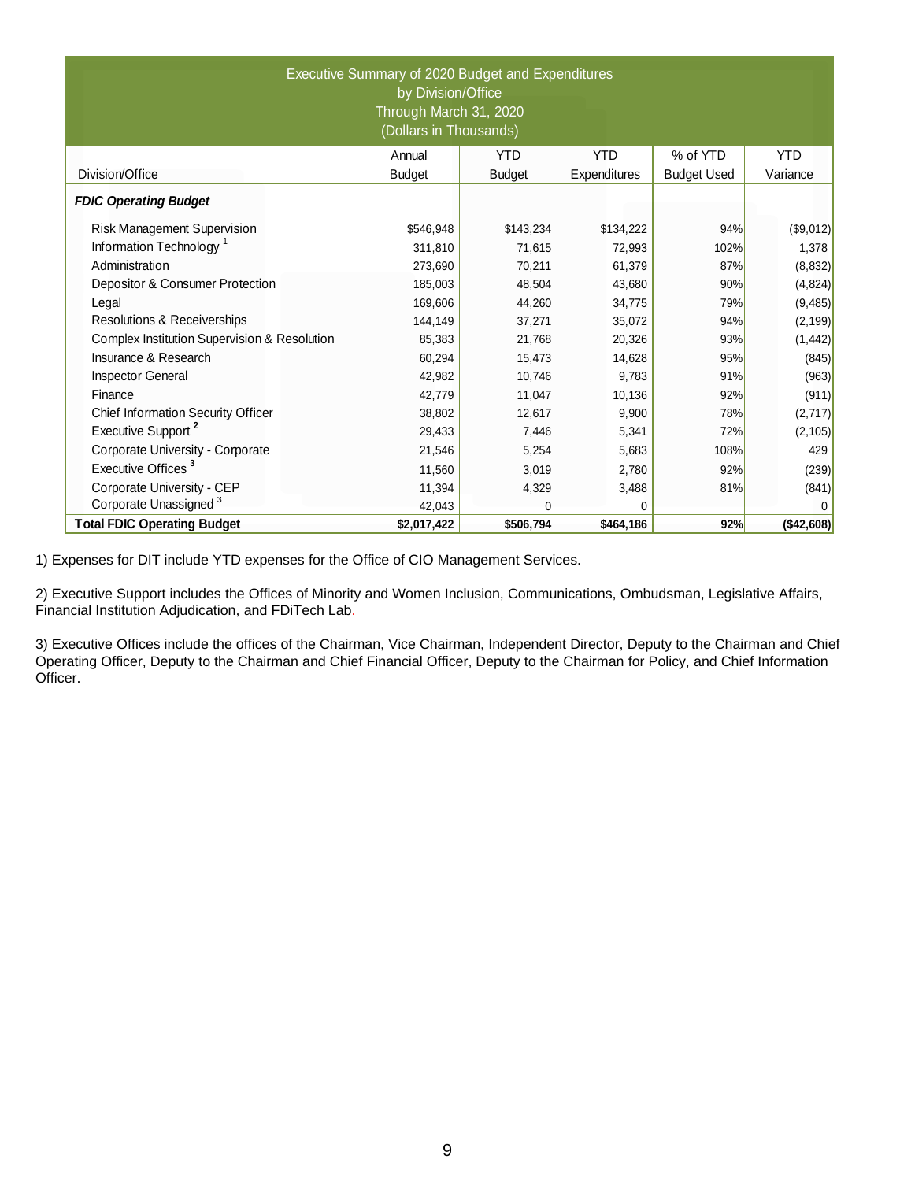Executive Summary of 2020 Budget and Expenditures
by Division/Office
Through March 31, 2020
(Dollars in Thousands)

| Division/Office | Annual Budget | YTD Budget | YTD Expenditures | % of YTD Budget Used | YTD Variance |
|---|---|---|---|---|---|
| ***FDIC Operating Budget*** | | | | | |
| Risk Management Supervision | $546,948 | $143,234 | $134,222 | 94% | ($9,012) |
| Information Technology [1] | 311,810 | 71,615 | 72,993 | 102% | 1,378 |
| Administration | 273,690 | 70,211 | 61,379 | 87% | (8,832) |
| Depositor & Consumer Protection | 185,003 | 48,504 | 43,680 | 90% | (4,824) |
| Legal | 169,606 | 44,260 | 34,775 | 79% | (9,485) |
| Resolutions & Receiverships | 144,149 | 37,271 | 35,072 | 94% | (2,199) |
| Complex Institution Supervision & Resolution | 85,383 | 21,768 | 20,326 | 93% | (1,442) |
| Insurance & Research | 60,294 | 15,473 | 14,628 | 95% | (845) |
| Inspector General | 42,982 | 10,746 | 9,783 | 91% | (963) |
| Finance | 42,779 | 11,047 | 10,136 | 92% | (911) |
| Chief Information Security Officer | 38,802 | 12,617 | 9,900 | 78% | (2,717) |
| Executive Support [2] | 29,433 | 7,446 | 5,341 | 72% | (2,105) |
| Corporate University - Corporate | 21,546 | 5,254 | 5,683 | 108% | 429 |
| Executive Offices [3] | 11,560 | 3,019 | 2,780 | 92% | (239) |
| Corporate University - CEP | 11,394 | 4,329 | 3,488 | 81% | (841) |
| Corporate Unassigned [3] | 42,043 | 0 | 0 | | 0 |
| **Total FDIC Operating Budget** | **$2,017,422** | **$506,794** | **$464,186** | **92%** | **($42,608)** |

1) Expenses for DIT include YTD expenses for the Office of CIO Management Services.

2) Executive Support includes the Offices of Minority and Women Inclusion, Communications, Ombudsman, Legislative Affairs, Financial Institution Adjudication, and FDiTech Lab.

3) Executive Offices include the offices of the Chairman, Vice Chairman, Independent Director, Deputy to the Chairman and Chief Operating Officer, Deputy to the Chairman and Chief Financial Officer, Deputy to the Chairman for Policy, and Chief Information Officer.